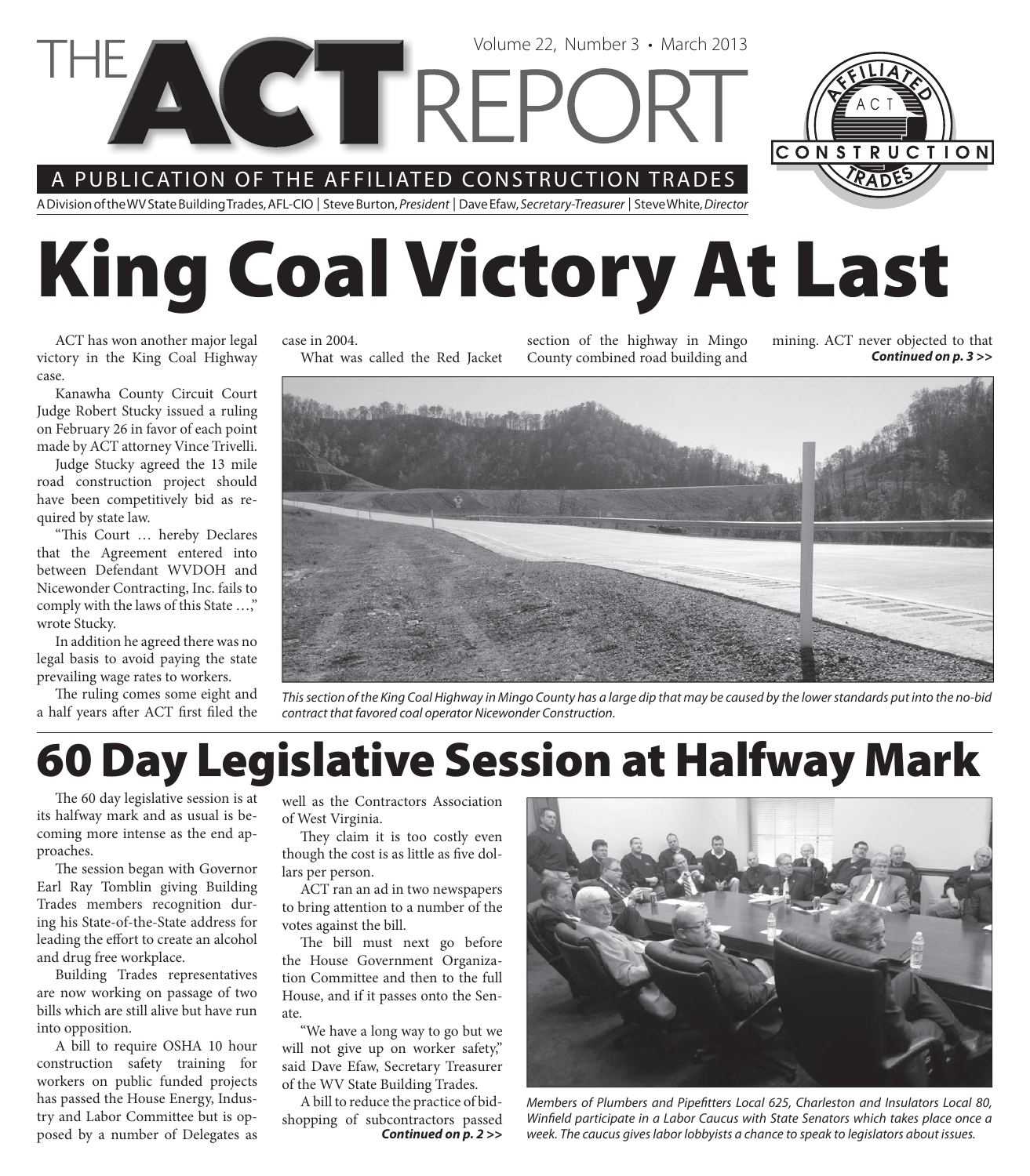# THE ACT REPORT

Volume 22, Number 3 • March 2013

A PUBLICATION OF THE AFFILIATED CONSTRUCTION TRADES

A Division of the WV State Building Trades, AFL-CIO | Steve Burton, *President* | Dave Efaw, *Secretary-Treasurer* | Steve White, *Director*

# King Coal Victory At Last

ACT has won another major legal victory in the King Coal Highway case.

Kanawha County Circuit Court Judge Robert Stucky issued a ruling on February 26 in favor of each point made by ACT attorney Vince Trivelli.

Judge Stucky agreed the 13 mile road construction project should have been competitively bid as required by state law.

"This Court … hereby Declares that the Agreement entered into between Defendant WVDOH and Nicewonder Contracting, Inc. fails to comply with the laws of this State …," wrote Stucky.

In addition he agreed there was no legal basis to avoid paying the state prevailing wage rates to workers.

The ruling comes some eight and a half years after ACT first filed the case in 2004.

What was called the Red Jacket section of the highway in Mingo County combined road building and mining. ACT never objected to that

***Continued on p. 3 >>***

*This section of the King Coal Highway in Mingo County has a large dip that may be caused by the lower standards put into the no-bid contract that favored coal operator Nicewonder Construction.*

# 60 Day Legislative Session at Halfway Mark

The 60 day legislative session is at its halfway mark and as usual is becoming more intense as the end approaches.

The session began with Governor Earl Ray Tomblin giving Building Trades members recognition during his State-of-the-State address for leading the effort to create an alcohol and drug free workplace.

Building Trades representatives are now working on passage of two bills which are still alive but have run into opposition.

A bill to require OSHA 10 hour construction safety training for workers on public funded projects has passed the House Energy, Industry and Labor Committee but is opposed by a number of Delegates as well as the Contractors Association of West Virginia.

They claim it is too costly even though the cost is as little as five dollars per person.

ACT ran an ad in two newspapers to bring attention to a number of the votes against the bill.

The bill must next go before the House Government Organization Committee and then to the full House, and if it passes onto the Senate.

"We have a long way to go but we will not give up on worker safety," said Dave Efaw, Secretary Treasurer of the WV State Building Trades.

A bill to reduce the practice of bid-shopping of subcontractors passed

***Continued on p. 2 >>***

*Members of Plumbers and Pipefitters Local 625, Charleston and Insulators Local 80, Winfield participate in a Labor Caucus with State Senators which takes place once a week. The caucus gives labor lobbyists a chance to speak to legislators about issues.*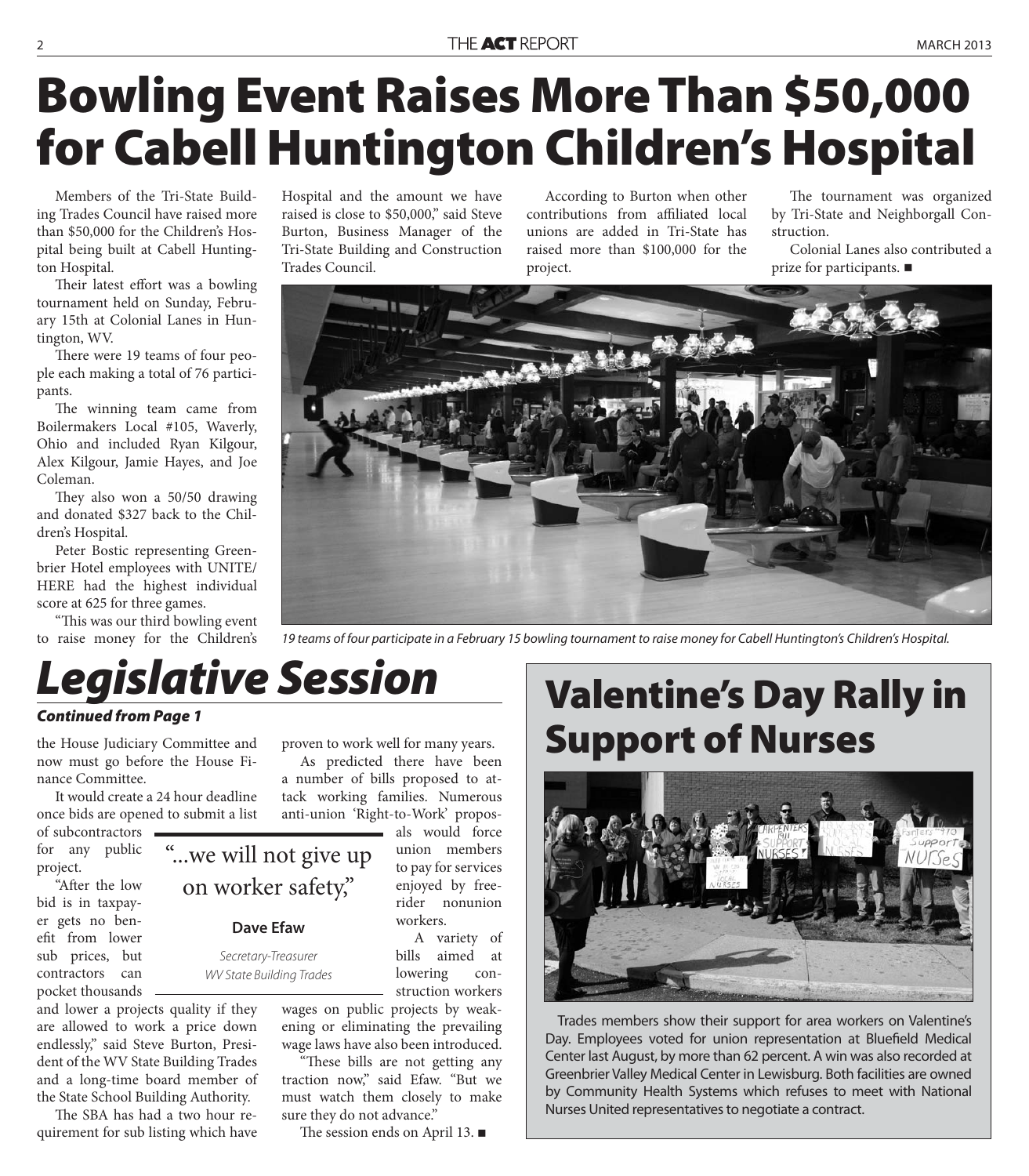# Bowling Event Raises More Than $50,000 for Cabell Huntington Children's Hospital

Members of the Tri-State Building Trades Council have raised more than $50,000 for the Children's Hospital being built at Cabell Huntington Hospital.

Their latest effort was a bowling tournament held on Sunday, February 15th at Colonial Lanes in Huntington, WV.

There were 19 teams of four people each making a total of 76 participants.

The winning team came from Boilermakers Local #105, Waverly, Ohio and included Ryan Kilgour, Alex Kilgour, Jamie Hayes, and Joe Coleman.

They also won a 50/50 drawing and donated $327 back to the Children's Hospital.

Peter Bostic representing Greenbrier Hotel employees with UNITE/HERE had the highest individual score at 625 for three games.

"This was our third bowling event to raise money for the Children's Hospital and the amount we have raised is close to $50,000," said Steve Burton, Business Manager of the Tri-State Building and Construction Trades Council.

According to Burton when other contributions from affiliated local unions are added in Tri-State has raised more than $100,000 for the project.

The tournament was organized by Tri-State and Neighborgall Construction.

Colonial Lanes also contributed a prize for participants. ■

*19 teams of four participate in a February 15 bowling tournament to raise money for Cabell Huntington's Children's Hospital.*

# *Legislative Session*

***Continued from Page 1***

the House Judiciary Committee and now must go before the House Finance Committee.

It would create a 24 hour deadline once bids are opened to submit a list of subcontractors for any public project.

"After the low bid is in taxpayer gets no benefit from lower sub prices, but contractors can pocket thousands and lower a projects quality if they are allowed to work a price down endlessly," said Steve Burton, President of the WV State Building Trades and a long-time board member of the State School Building Authority.

The SBA has had a two hour requirement for sub listing which have proven to work well for many years.

As predicted there have been a number of bills proposed to attack working families. Numerous anti-union 'Right-to-Work' proposals would force union members to pay for services enjoyed by free-rider nonunion workers.

A variety of bills aimed at lowering construction workers wages on public projects by weakening or eliminating the prevailing wage laws have also been introduced.

"These bills are not getting any traction now," said Efaw. "But we must watch them closely to make sure they do not advance."

The session ends on April 13. ■

> "...we will not give up on worker safety,"
>
> **Dave Efaw**
>
> *Secretary-Treasurer*
> *WV State Building Trades*

# Valentine's Day Rally in Support of Nurses

Trades members show their support for area workers on Valentine's Day. Employees voted for union representation at Bluefield Medical Center last August, by more than 62 percent. A win was also recorded at Greenbrier Valley Medical Center in Lewisburg. Both facilities are owned by Community Health Systems which refuses to meet with National Nurses United representatives to negotiate a contract.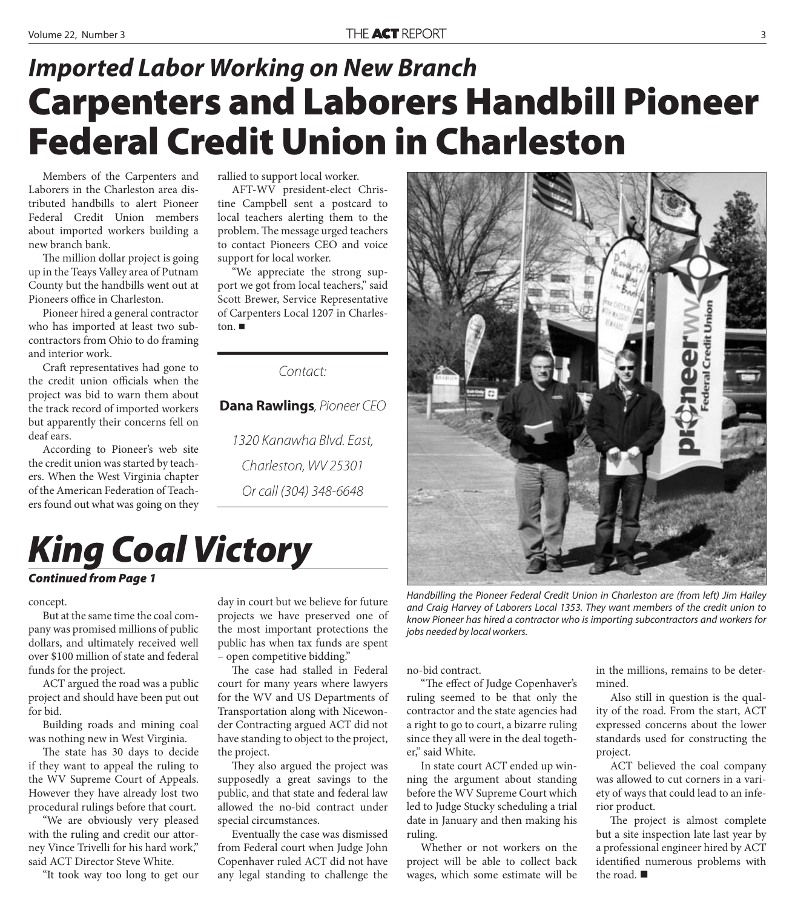## *Imported Labor Working on New Branch*

# Carpenters and Laborers Handbill Pioneer Federal Credit Union in Charleston

Members of the Carpenters and Laborers in the Charleston area distributed handbills to alert Pioneer Federal Credit Union members about imported workers building a new branch bank.

The million dollar project is going up in the Teays Valley area of Putnam County but the handbills went out at Pioneers office in Charleston.

Pioneer hired a general contractor who has imported at least two subcontractors from Ohio to do framing and interior work.

Craft representatives had gone to the credit union officials when the project was bid to warn them about the track record of imported workers but apparently their concerns fell on deaf ears.

According to Pioneer's web site the credit union was started by teachers. When the West Virginia chapter of the American Federation of Teachers found out what was going on they rallied to support local worker.

AFT-WV president-elect Christine Campbell sent a postcard to local teachers alerting them to the problem. The message urged teachers to contact Pioneers CEO and voice support for local worker.

"We appreciate the strong support we got from local teachers," said Scott Brewer, Service Representative of Carpenters Local 1207 in Charleston. ■

---

*Contact:*

**Dana Rawlings**, *Pioneer CEO*

*1320 Kanawha Blvd. East,*

*Charleston, WV 25301*

*Or call (304) 348-6648*

---

*Handbilling the Pioneer Federal Credit Union in Charleston are (from left) Jim Hailey and Craig Harvey of Laborers Local 1353. They want members of the credit union to know Pioneer has hired a contractor who is importing subcontractors and workers for jobs needed by local workers.*

# *King Coal Victory*

***Continued from Page 1***

concept.

But at the same time the coal company was promised millions of public dollars, and ultimately received well over $100 million of state and federal funds for the project.

ACT argued the road was a public project and should have been put out for bid.

Building roads and mining coal was nothing new in West Virginia.

The state has 30 days to decide if they want to appeal the ruling to the WV Supreme Court of Appeals. However they have already lost two procedural rulings before that court.

"We are obviously very pleased with the ruling and credit our attorney Vince Trivelli for his hard work," said ACT Director Steve White.

"It took way too long to get our day in court but we believe for future projects we have preserved one of the most important protections the public has when tax funds are spent – open competitive bidding."

The case had stalled in Federal court for many years where lawyers for the WV and US Departments of Transportation along with Nicewonder Contracting argued ACT did not have standing to object to the project, the project.

They also argued the project was supposedly a great savings to the public, and that state and federal law allowed the no-bid contract under special circumstances.

Eventually the case was dismissed from Federal court when Judge John Copenhaver ruled ACT did not have any legal standing to challenge the no-bid contract.

"The effect of Judge Copenhaver's ruling seemed to be that only the contractor and the state agencies had a right to go to court, a bizarre ruling since they all were in the deal together," said White.

In state court ACT ended up winning the argument about standing before the WV Supreme Court which led to Judge Stucky scheduling a trial date in January and then making his ruling.

Whether or not workers on the project will be able to collect back wages, which some estimate will be in the millions, remains to be determined.

Also still in question is the quality of the road. From the start, ACT expressed concerns about the lower standards used for constructing the project.

ACT believed the coal company was allowed to cut corners in a variety of ways that could lead to an inferior product.

The project is almost complete but a site inspection late last year by a professional engineer hired by ACT identified numerous problems with the road. ■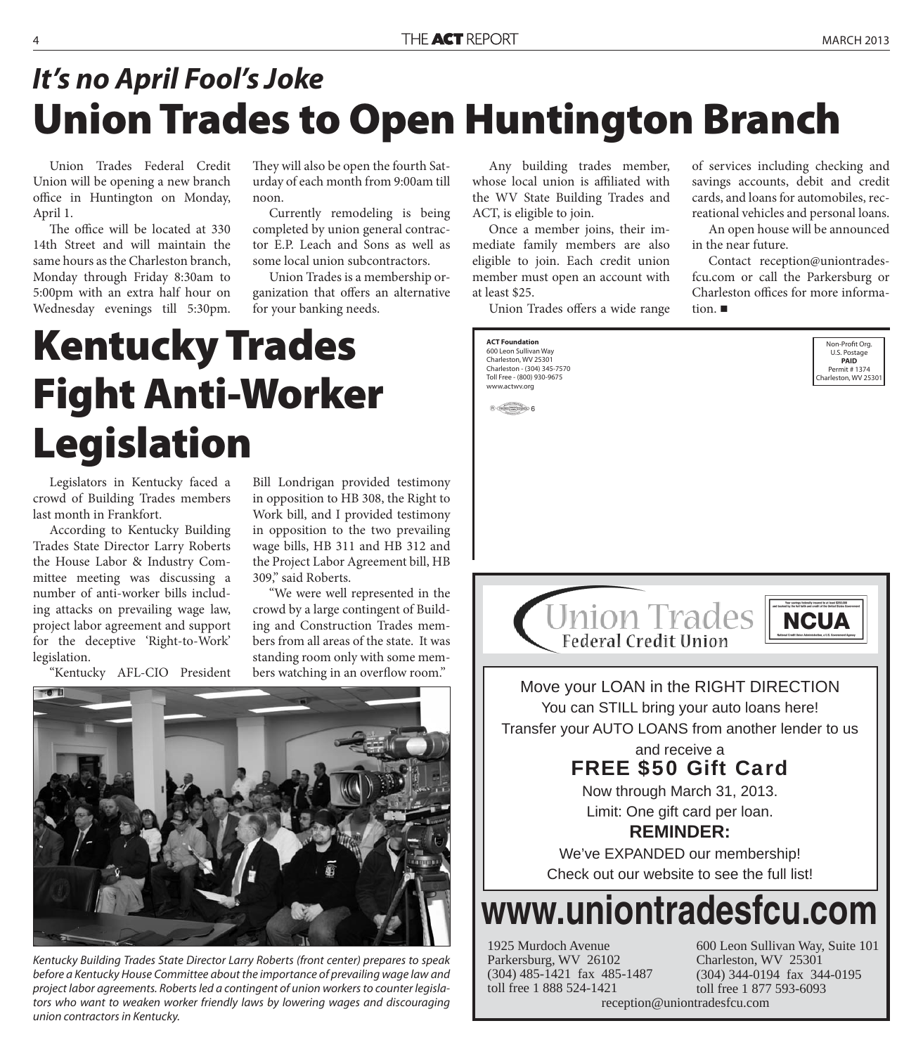*It's no April Fool's Joke*

# Union Trades to Open Huntington Branch

Union Trades Federal Credit Union will be opening a new branch office in Huntington on Monday, April 1.

The office will be located at 330 14th Street and will maintain the same hours as the Charleston branch, Monday through Friday 8:30am to 5:00pm with an extra half hour on Wednesday evenings till 5:30pm. They will also be open the fourth Saturday of each month from 9:00am till noon.

Currently remodeling is being completed by union general contractor E.P. Leach and Sons as well as some local union subcontractors.

Union Trades is a membership organization that offers an alternative for your banking needs.

Any building trades member, whose local union is affiliated with the WV State Building Trades and ACT, is eligible to join.

Once a member joins, their immediate family members are also eligible to join. Each credit union member must open an account with at least $25.

Union Trades offers a wide range of services including checking and savings accounts, debit and credit cards, and loans for automobiles, recreational vehicles and personal loans.

An open house will be announced in the near future.

Contact reception@uniontradesfcu.com or call the Parkersburg or Charleston offices for more information. ■

# Kentucky Trades Fight Anti-Worker Legislation

Legislators in Kentucky faced a crowd of Building Trades members last month in Frankfort.

According to Kentucky Building Trades State Director Larry Roberts the House Labor & Industry Committee meeting was discussing a number of anti-worker bills including attacks on prevailing wage law, project labor agreement and support for the deceptive 'Right-to-Work' legislation.

"Kentucky AFL-CIO President Bill Londrigan provided testimony in opposition to HB 308, the Right to Work bill, and I provided testimony in opposition to the two prevailing wage bills, HB 311 and HB 312 and the Project Labor Agreement bill, HB 309," said Roberts.

"We were well represented in the crowd by a large contingent of Building and Construction Trades members from all areas of the state. It was standing room only with some members watching in an overflow room."

*Kentucky Building Trades State Director Larry Roberts (front center) prepares to speak before a Kentucky House Committee about the importance of prevailing wage law and project labor agreements. Roberts led a contingent of union workers to counter legislators who want to weaken worker friendly laws by lowering wages and discouraging union contractors in Kentucky.*

**ACT Foundation**
600 Leon Sullivan Way
Charleston, WV 25301
Charleston - (304) 345-7570
Toll Free - (800) 930-9675
www.actwv.org

Non-Profit Org.
U.S. Postage
**PAID**
Permit # 1374
Charleston, WV 25301

Union Trades Federal Credit Union

NCUA

Move your LOAN in the RIGHT DIRECTION

You can STILL bring your auto loans here!

Transfer your AUTO LOANS from another lender to us and receive a

**FREE $50 Gift Card**

Now through March 31, 2013.

Limit: One gift card per loan.

**REMINDER:**

We've EXPANDED our membership!

Check out our website to see the full list!

**www.uniontradesfcu.com**

1925 Murdoch Avenue
Parkersburg, WV 26102
(304) 485-1421 fax 485-1487
toll free 1 888 524-1421

600 Leon Sullivan Way, Suite 101
Charleston, WV 25301
(304) 344-0194 fax 344-0195
toll free 1 877 593-6093

reception@uniontradesfcu.com